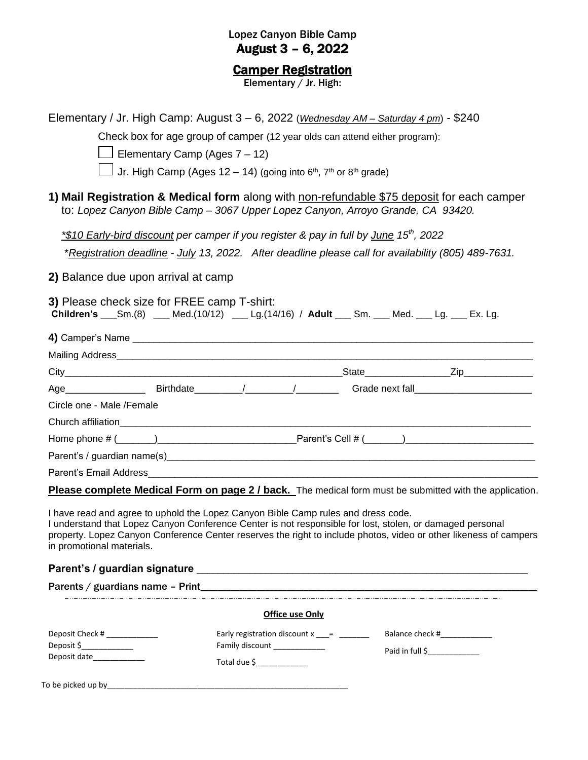# Lopez Canyon Bible Camp
## August 3 – 6, 2022

## Camper Registration

**Elementary / Jr. High:**

Elementary / Jr. High Camp: August 3 – 6, 2022 (*Wednesday AM – Saturday 4 pm*) - $240

Check box for age group of camper (12 year olds can attend either program):

☐ Elementary Camp (Ages 7 – 12)

☐ Jr. High Camp (Ages 12 – 14) (going into 6th, 7th or 8th grade)

**1) Mail Registration & Medical form** along with non-refundable $75 deposit for each camper to: *Lopez Canyon Bible Camp – 3067 Upper Lopez Canyon, Arroyo Grande, CA 93420.*

*\*$10 Early-bird discount per camper if you register & pay in full by June 15th, 2022*

*\*Registration deadline - July 13, 2022. After deadline please call for availability (805) 489-7631.*

**2)** Balance due upon arrival at camp

**3)** Please check size for FREE camp T-shirt:
**Children's** ___Sm.(8) ___ Med.(10/12) ___ Lg.(14/16) / **Adult** ___ Sm. ___ Med. ___ Lg. ___ Ex. Lg.

**4)** Camper's Name ____________________________________________

Mailing Address____________________________________________

City______________________________ State______________ Zip____________

Age______________ Birthdate________/________/________ Grade next fall____________________

Circle one - Male /Female

Church affiliation____________________________________________

Home phone # (_______)______________________ Parent's Cell # (_______)______________________

Parent's / guardian name(s)____________________________________________

Parent's Email Address____________________________________________

**Please complete Medical Form on page 2 / back.** The medical form must be submitted with the application.

I have read and agree to uphold the Lopez Canyon Bible Camp rules and dress code.
I understand that Lopez Canyon Conference Center is not responsible for lost, stolen, or damaged personal property. Lopez Canyon Conference Center reserves the right to include photos, video or other likeness of campers in promotional materials.

**Parent's / guardian signature** ____________________________________________

**Parents / guardians name – Print**____________________________________________

**Office use Only**

| | | |
|---|---|---|
| Deposit Check # ____________ | Early registration discount x ___= _______ | Balance check #____________ |
| Deposit $____________ | Family discount ____________ | Paid in full $____________ |
| Deposit date____________ | Total due $____________ | |

To be picked up by____________________________________________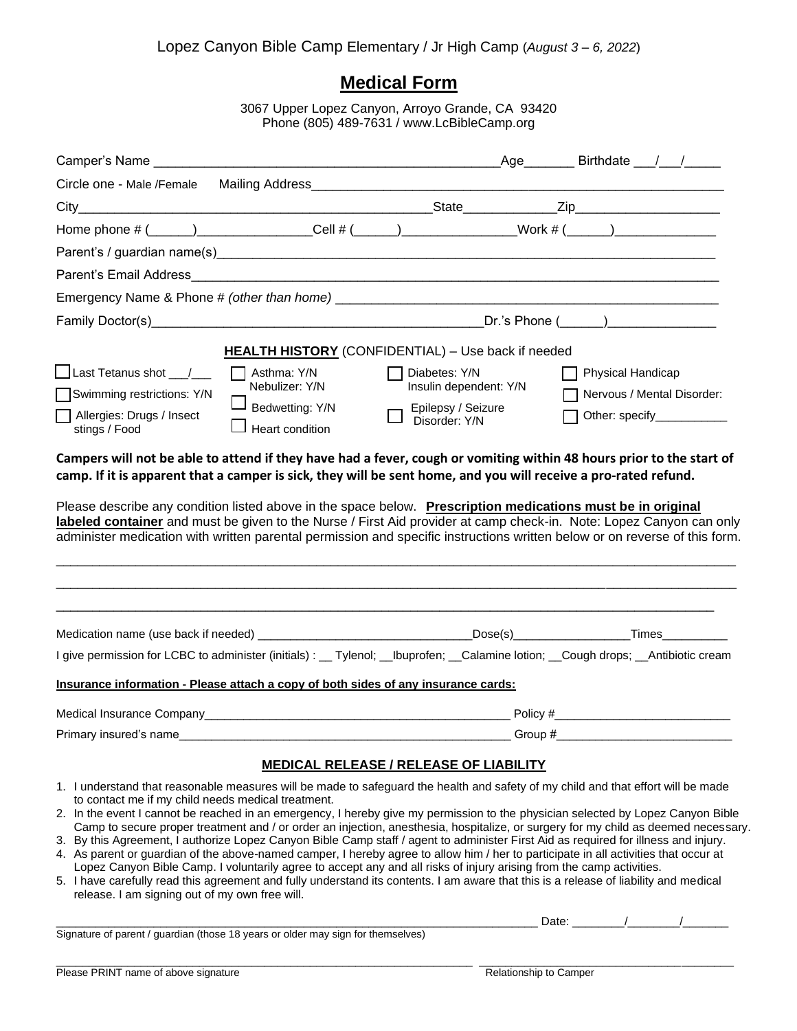Lopez Canyon Bible Camp Elementary / Jr High Camp (*August 3 – 6, 2022*)

# Medical Form

3067 Upper Lopez Canyon, Arroyo Grande, CA 93420
Phone (805) 489-7631 / www.LcBibleCamp.org

Camper's Name ______________________________________________ Age_______ Birthdate ___/___/_____

Circle one - Male /Female Mailing Address_______________________________________________________

City_______________________________________________ State____________ Zip___________________

Home phone # (______)________________ Cell # (______)________________ Work # (______)______________

Parent's / guardian name(s)______________________________________________________________________

Parent's Email Address__________________________________________________________________________

Emergency Name & Phone # *(other than home)* ____________________________________________________

Family Doctor(s)______________________________________________ Dr.'s Phone (______)_______________

**HEALTH HISTORY** (CONFIDENTIAL) – Use back if needed

- ☐ Last Tetanus shot ___/___
- ☐ Swimming restrictions: Y/N
- ☐ Allergies: Drugs / Insect stings / Food
- ☐ Asthma: Y/N Nebulizer: Y/N
- ☐ Bedwetting: Y/N
- ☐ Heart condition
- ☐ Diabetes: Y/N Insulin dependent: Y/N
- ☐ Epilepsy / Seizure Disorder: Y/N
- ☐ Physical Handicap
- ☐ Nervous / Mental Disorder:
- ☐ Other: specify___________

**Campers will not be able to attend if they have had a fever, cough or vomiting within 48 hours prior to the start of camp. If it is apparent that a camper is sick, they will be sent home, and you will receive a pro-rated refund.**

Please describe any condition listed above in the space below. **Prescription medications must be in original labeled container** and must be given to the Nurse / First Aid provider at camp check-in. Note: Lopez Canyon can only administer medication with written parental permission and specific instructions written below or on reverse of this form.

__________________________________________________________________________________________

__________________________________________________________________________________________

__________________________________________________________________________________________

Medication name (use back if needed) ________________________________ Dose(s)_________________ Times__________

I give permission for LCBC to administer (initials) : __ Tylenol; __Ibuprofen; __Calamine lotion; __Cough drops; __Antibiotic cream

**Insurance information - Please attach a copy of both sides of any insurance cards:**

Medical Insurance Company_______________________________________________ Policy #__________________________

Primary insured's name__________________________________________________ Group #__________________________

## MEDICAL RELEASE / RELEASE OF LIABILITY

1. I understand that reasonable measures will be made to safeguard the health and safety of my child and that effort will be made to contact me if my child needs medical treatment.
2. In the event I cannot be reached in an emergency, I hereby give my permission to the physician selected by Lopez Canyon Bible Camp to secure proper treatment and / or order an injection, anesthesia, hospitalize, or surgery for my child as deemed necessary.
3. By this Agreement, I authorize Lopez Canyon Bible Camp staff / agent to administer First Aid as required for illness and injury.
4. As parent or guardian of the above-named camper, I hereby agree to allow him / her to participate in all activities that occur at Lopez Canyon Bible Camp. I voluntarily agree to accept any and all risks of injury arising from the camp activities.
5. I have carefully read this agreement and fully understand its contents. I am aware that this is a release of liability and medical release. I am signing out of my own free will.

__________________________________________________________________________ Date: ________/________/_______

Signature of parent / guardian (those 18 years or older may sign for themselves)

_______________________________________________________________ _______________________________________

Please PRINT name of above signature Relationship to Camper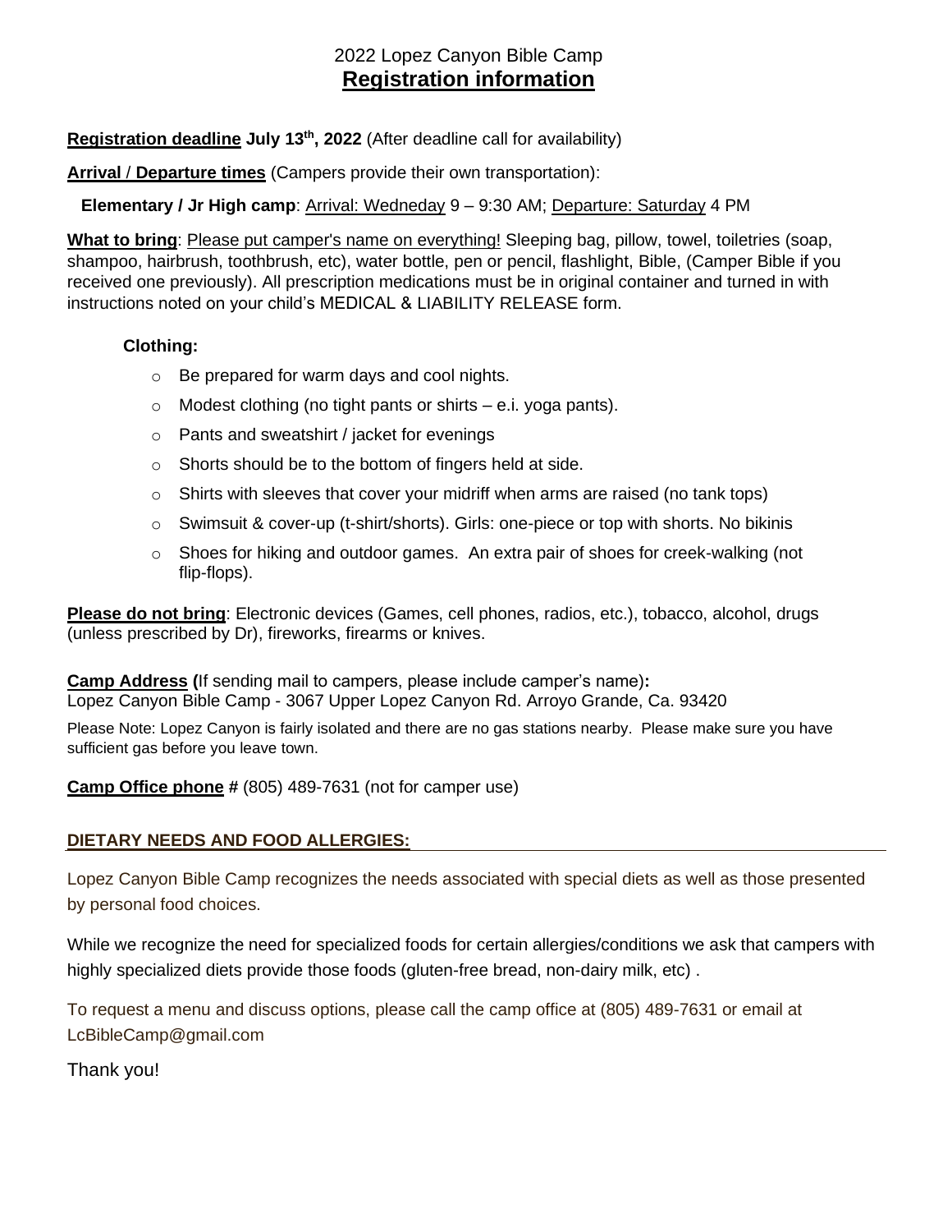# 2022 Lopez Canyon Bible Camp
## Registration information

**Registration deadline July 13th, 2022** (After deadline call for availability)

**Arrival / Departure times** (Campers provide their own transportation):

**Elementary / Jr High camp**: Arrival: Wedneday 9 – 9:30 AM; Departure: Saturday 4 PM

**What to bring**: Please put camper's name on everything! Sleeping bag, pillow, towel, toiletries (soap, shampoo, hairbrush, toothbrush, etc), water bottle, pen or pencil, flashlight, Bible, (Camper Bible if you received one previously). All prescription medications must be in original container and turned in with instructions noted on your child's MEDICAL & LIABILITY RELEASE form.

**Clothing:**

- Be prepared for warm days and cool nights.
- Modest clothing (no tight pants or shirts – e.i. yoga pants).
- Pants and sweatshirt / jacket for evenings
- Shorts should be to the bottom of fingers held at side.
- Shirts with sleeves that cover your midriff when arms are raised (no tank tops)
- Swimsuit & cover-up (t-shirt/shorts). Girls: one-piece or top with shorts. No bikinis
- Shoes for hiking and outdoor games. An extra pair of shoes for creek-walking (not flip-flops).

**Please do not bring**: Electronic devices (Games, cell phones, radios, etc.), tobacco, alcohol, drugs (unless prescribed by Dr), fireworks, firearms or knives.

**Camp Address (**If sending mail to campers, please include camper's name)**:**
Lopez Canyon Bible Camp - 3067 Upper Lopez Canyon Rd. Arroyo Grande, Ca. 93420

Please Note: Lopez Canyon is fairly isolated and there are no gas stations nearby. Please make sure you have sufficient gas before you leave town.

**Camp Office phone #** (805) 489-7631 (not for camper use)

**DIETARY NEEDS AND FOOD ALLERGIES:**

Lopez Canyon Bible Camp recognizes the needs associated with special diets as well as those presented by personal food choices.

While we recognize the need for specialized foods for certain allergies/conditions we ask that campers with highly specialized diets provide those foods (gluten-free bread, non-dairy milk, etc) .

To request a menu and discuss options, please call the camp office at (805) 489-7631 or email at LcBibleCamp@gmail.com

Thank you!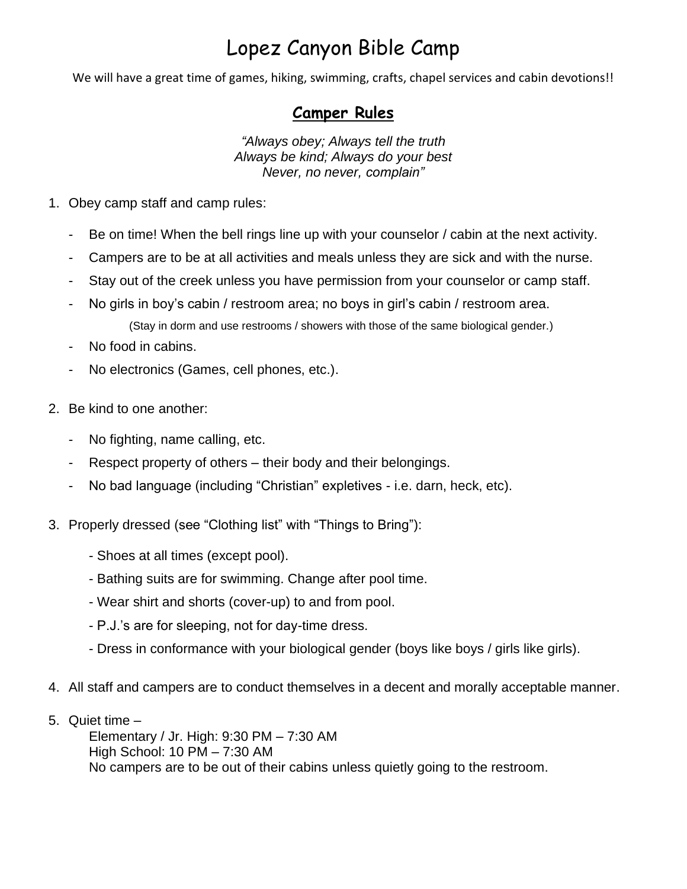# Lopez Canyon Bible Camp

We will have a great time of games, hiking, swimming, crafts, chapel services and cabin devotions!!

## **Camper Rules**

*"Always obey; Always tell the truth*
*Always be kind; Always do your best*
*Never, no never, complain"*

1. Obey camp staff and camp rules:
   - Be on time! When the bell rings line up with your counselor / cabin at the next activity.
   - Campers are to be at all activities and meals unless they are sick and with the nurse.
   - Stay out of the creek unless you have permission from your counselor or camp staff.
   - No girls in boy's cabin / restroom area; no boys in girl's cabin / restroom area.

     (Stay in dorm and use restrooms / showers with those of the same biological gender.)
   - No food in cabins.
   - No electronics (Games, cell phones, etc.).

2. Be kind to one another:
   - No fighting, name calling, etc.
   - Respect property of others – their body and their belongings.
   - No bad language (including "Christian" expletives - i.e. darn, heck, etc).

3. Properly dressed (see "Clothing list" with "Things to Bring"):
   - Shoes at all times (except pool).
   - Bathing suits are for swimming. Change after pool time.
   - Wear shirt and shorts (cover-up) to and from pool.
   - P.J.'s are for sleeping, not for day-time dress.
   - Dress in conformance with your biological gender (boys like boys / girls like girls).

4. All staff and campers are to conduct themselves in a decent and morally acceptable manner.

5. Quiet time –

   Elementary / Jr. High: 9:30 PM – 7:30 AM
   High School: 10 PM – 7:30 AM
   No campers are to be out of their cabins unless quietly going to the restroom.